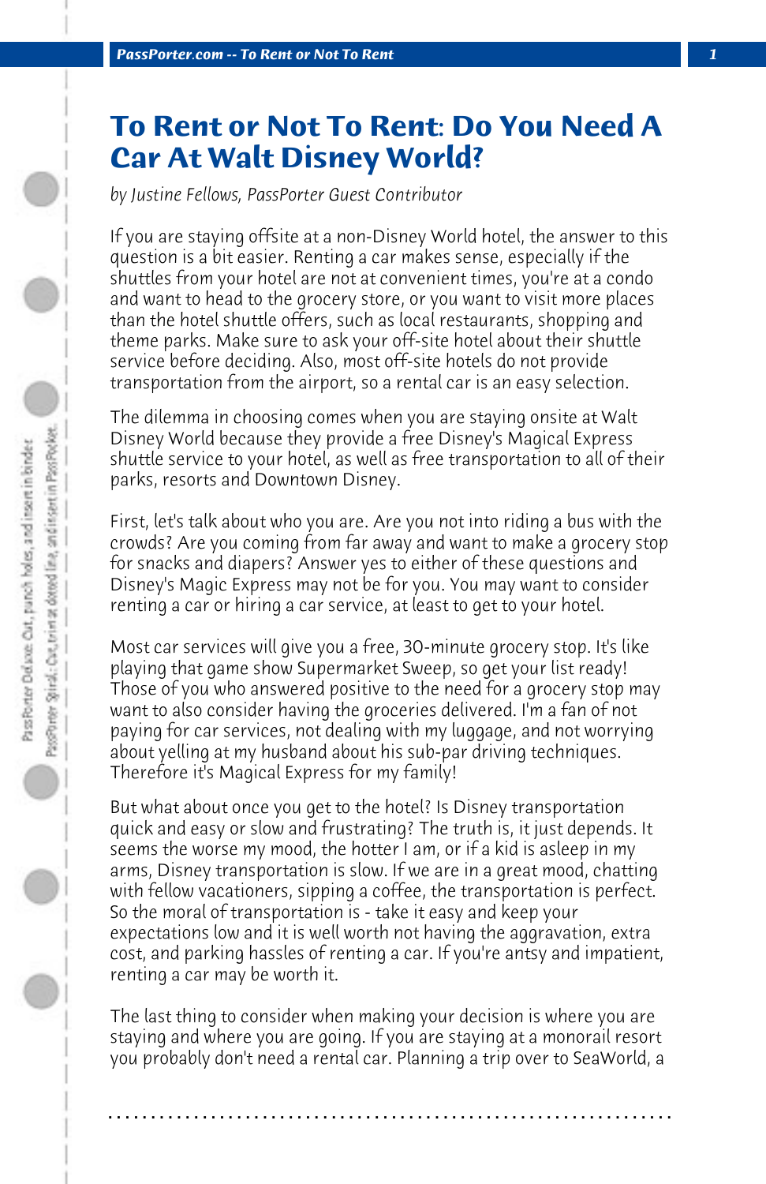# To Rent or Not To Rent: Do You Need A Car At Walt Disney World?

*by Justine Fellows, PassPorter Guest Contributor*

If you are staying offsite at a non-Disney World hotel, the answer to this question is a bit easier. Renting a car makes sense, especially if the shuttles from your hotel are not at convenient times, you're at a condo and want to head to the grocery store, or you want to visit more places than the hotel shuttle offers, such as local restaurants, shopping and theme parks. Make sure to ask your off-site hotel about their shuttle service before deciding. Also, most off-site hotels do not provide transportation from the airport, so a rental car is an easy selection.

The dilemma in choosing comes when you are staying onsite at Walt Disney World because they provide a free Disney's Magical Express shuttle service to your hotel, as well as free transportation to all of their parks, resorts and Downtown Disney.

First, let's talk about who you are. Are you not into riding a bus with the crowds? Are you coming from far away and want to make a grocery stop for snacks and diapers? Answer yes to either of these questions and Disney's Magic Express may not be for you. You may want to consider renting a car or hiring a car service, at least to get to your hotel.

Most car services will give you a free, 30-minute grocery stop. It's like playing that game show Supermarket Sweep, so get your list ready! Those of you who answered positive to the need for a grocery stop may want to also consider having the groceries delivered. I'm a fan of not paying for car services, not dealing with my luggage, and not worrying about yelling at my husband about his sub-par driving techniques. Therefore it's Magical Express for my family!

But what about once you get to the hotel? Is Disney transportation quick and easy or slow and frustrating? The truth is, it just depends. It seems the worse my mood, the hotter I am, or if a kid is asleep in my arms, Disney transportation is slow. If we are in a great mood, chatting with fellow vacationers, sipping a coffee, the transportation is perfect. So the moral of transportation is - take it easy and keep your expectations low and it is well worth not having the aggravation, extra cost, and parking hassles of renting a car. If you're antsy and impatient, renting a car may be worth it.

The last thing to consider when making your decision is where you are staying and where you are going. If you are staying at a monorail resort you probably don't need a rental car. Planning a trip over to SeaWorld, a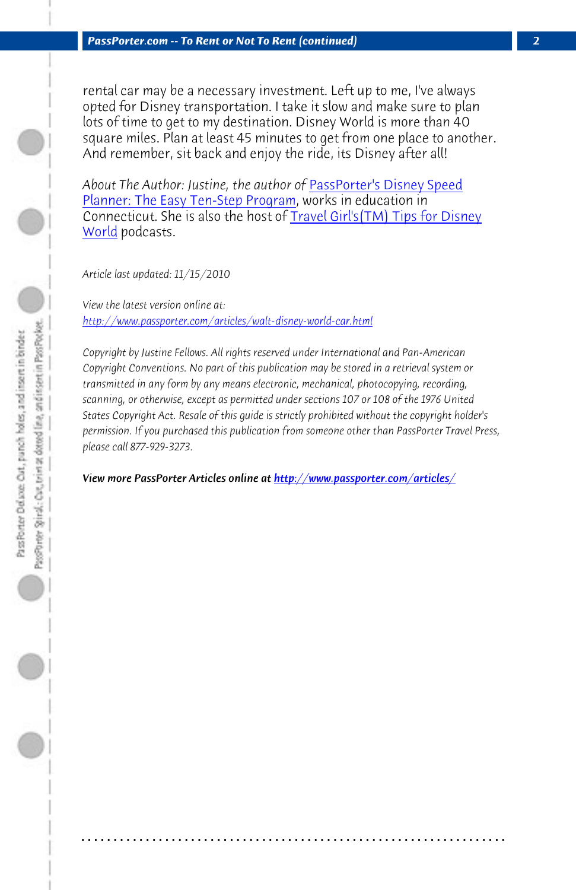rental car may be a necessary investment. Left up to me, I've always opted for Disney transportation. I take it slow and make sure to plan lots of time to get to my destination. Disney World is more than 40 square miles. Plan at least 45 minutes to get from one place to another. And remember, sit back and enjoy the ride, its Disney after all!

*About The Author: Justine, the author of* PassPorter's Disney Speed Planner: The Easy Ten-Step Program, works in education in Connecticut. She is also the host of Travel Girl's(TM) Tips for Disney World podcasts.

*Article last updated: 11/15/2010*

*View the latest version online at:*
*http://www.passporter.com/articles/walt-disney-world-car.html*

*Copyright by Justine Fellows. All rights reserved under International and Pan-American Copyright Conventions. No part of this publication may be stored in a retrieval system or transmitted in any form by any means electronic, mechanical, photocopying, recording, scanning, or otherwise, except as permitted under sections 107 or 108 of the 1976 United States Copyright Act. Resale of this guide is strictly prohibited without the copyright holder's permission. If you purchased this publication from someone other than PassPorter Travel Press, please call 877-929-3273.*

***View more PassPorter Articles online at http://www.passporter.com/articles/***